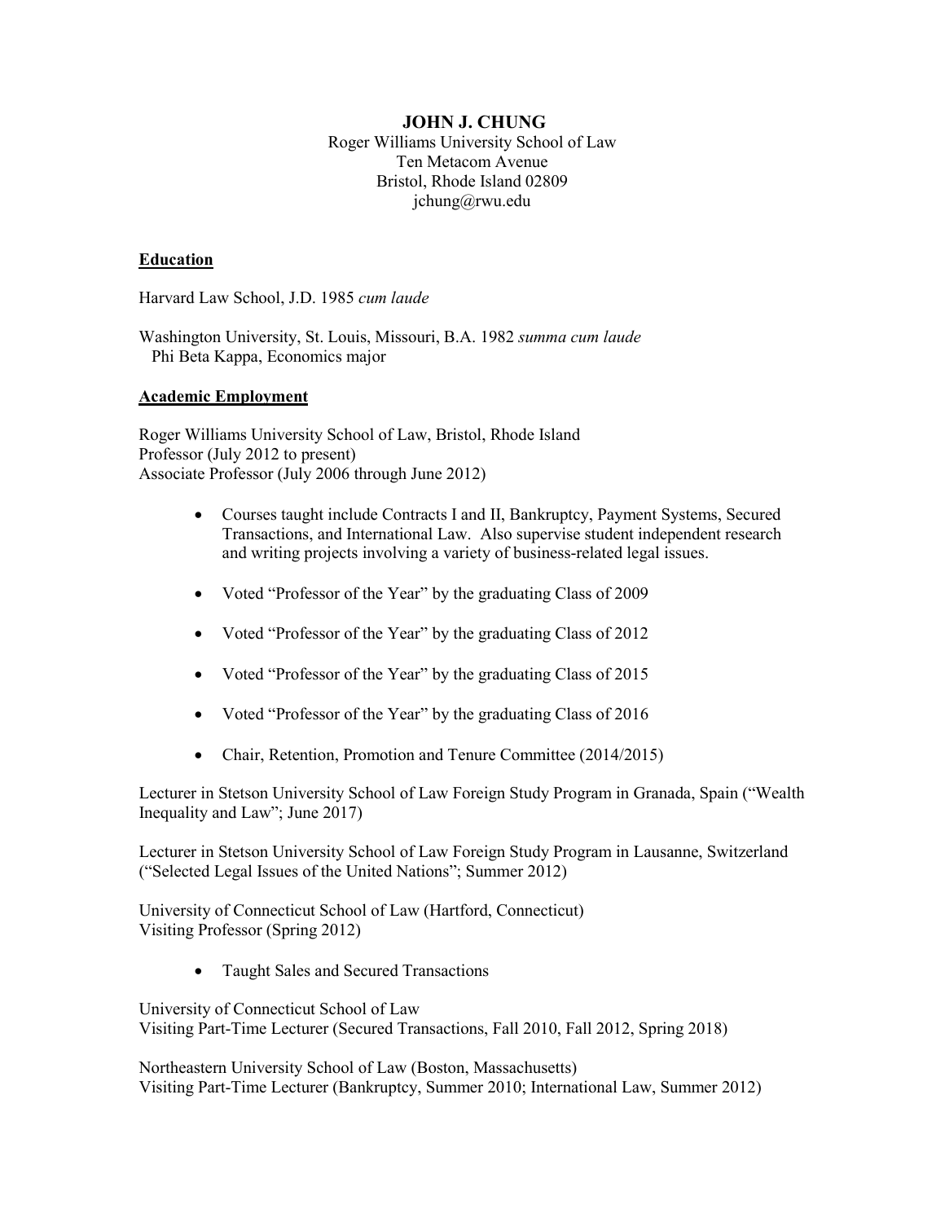# JOHN J. CHUNG

Roger Williams University School of Law
Ten Metacom Avenue
Bristol, Rhode Island 02809
jchung@rwu.edu

## Education

Harvard Law School, J.D. 1985 *cum laude*

Washington University, St. Louis, Missouri, B.A. 1982 *summa cum laude*
Phi Beta Kappa, Economics major

## Academic Employment

Roger Williams University School of Law, Bristol, Rhode Island
Professor (July 2012 to present)
Associate Professor (July 2006 through June 2012)

- Courses taught include Contracts I and II, Bankruptcy, Payment Systems, Secured Transactions, and International Law. Also supervise student independent research and writing projects involving a variety of business-related legal issues.
- Voted "Professor of the Year" by the graduating Class of 2009
- Voted "Professor of the Year" by the graduating Class of 2012
- Voted "Professor of the Year" by the graduating Class of 2015
- Voted "Professor of the Year" by the graduating Class of 2016
- Chair, Retention, Promotion and Tenure Committee (2014/2015)

Lecturer in Stetson University School of Law Foreign Study Program in Granada, Spain ("Wealth Inequality and Law"; June 2017)

Lecturer in Stetson University School of Law Foreign Study Program in Lausanne, Switzerland ("Selected Legal Issues of the United Nations"; Summer 2012)

University of Connecticut School of Law (Hartford, Connecticut)
Visiting Professor (Spring 2012)

- Taught Sales and Secured Transactions

University of Connecticut School of Law
Visiting Part-Time Lecturer (Secured Transactions, Fall 2010, Fall 2012, Spring 2018)

Northeastern University School of Law (Boston, Massachusetts)
Visiting Part-Time Lecturer (Bankruptcy, Summer 2010; International Law, Summer 2012)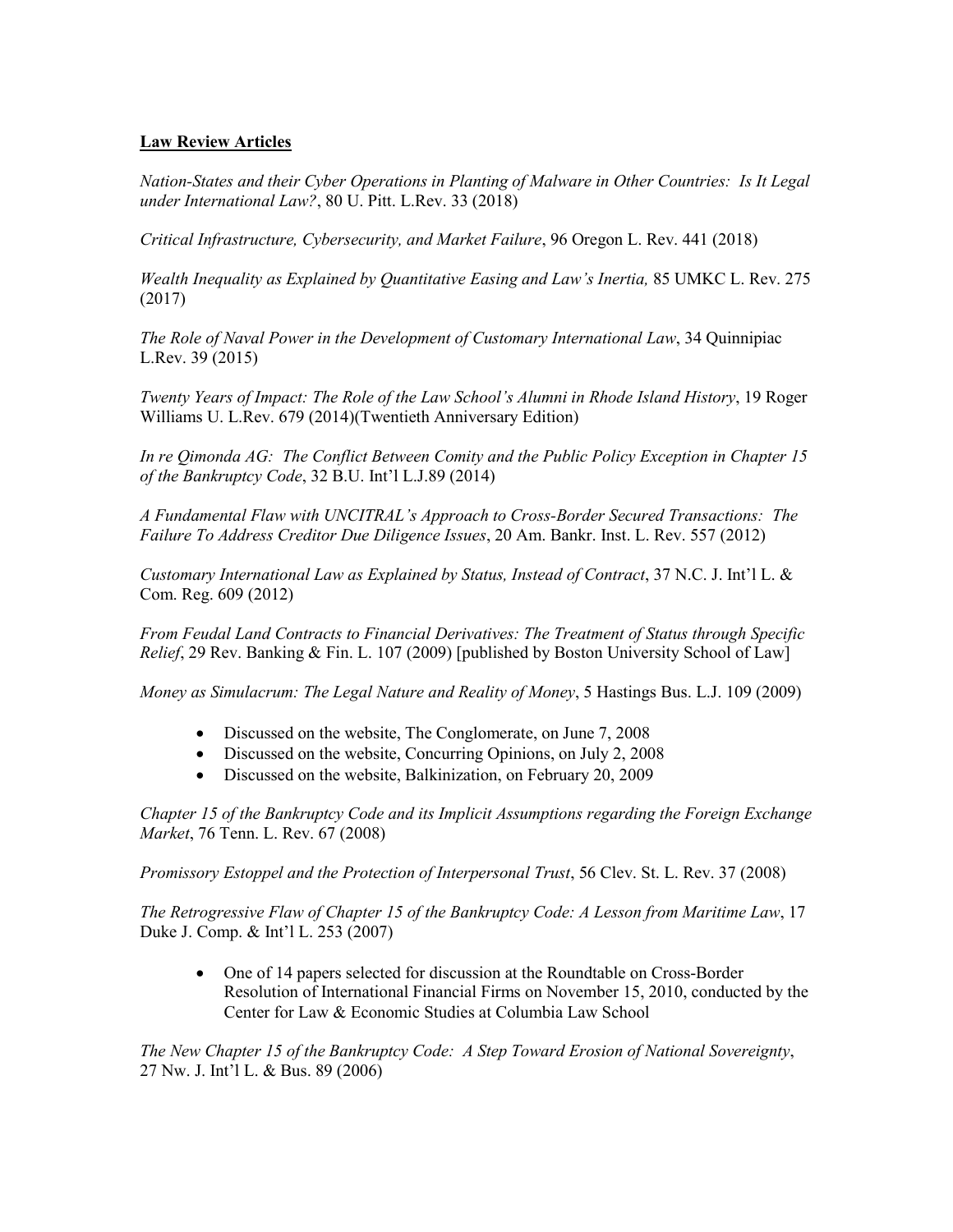**Law Review Articles**

*Nation-States and their Cyber Operations in Planting of Malware in Other Countries: Is It Legal under International Law?*, 80 U. Pitt. L.Rev. 33 (2018)

*Critical Infrastructure, Cybersecurity, and Market Failure*, 96 Oregon L. Rev. 441 (2018)

*Wealth Inequality as Explained by Quantitative Easing and Law's Inertia,* 85 UMKC L. Rev. 275 (2017)

*The Role of Naval Power in the Development of Customary International Law*, 34 Quinnipiac L.Rev. 39 (2015)

*Twenty Years of Impact: The Role of the Law School's Alumni in Rhode Island History*, 19 Roger Williams U. L.Rev. 679 (2014)(Twentieth Anniversary Edition)

*In re Qimonda AG: The Conflict Between Comity and the Public Policy Exception in Chapter 15 of the Bankruptcy Code*, 32 B.U. Int'l L.J.89 (2014)

*A Fundamental Flaw with UNCITRAL's Approach to Cross-Border Secured Transactions: The Failure To Address Creditor Due Diligence Issues*, 20 Am. Bankr. Inst. L. Rev. 557 (2012)

*Customary International Law as Explained by Status, Instead of Contract*, 37 N.C. J. Int'l L. & Com. Reg. 609 (2012)

*From Feudal Land Contracts to Financial Derivatives: The Treatment of Status through Specific Relief*, 29 Rev. Banking & Fin. L. 107 (2009) [published by Boston University School of Law]

*Money as Simulacrum: The Legal Nature and Reality of Money*, 5 Hastings Bus. L.J. 109 (2009)

- Discussed on the website, The Conglomerate, on June 7, 2008
- Discussed on the website, Concurring Opinions, on July 2, 2008
- Discussed on the website, Balkinization, on February 20, 2009

*Chapter 15 of the Bankruptcy Code and its Implicit Assumptions regarding the Foreign Exchange Market*, 76 Tenn. L. Rev. 67 (2008)

*Promissory Estoppel and the Protection of Interpersonal Trust*, 56 Clev. St. L. Rev. 37 (2008)

*The Retrogressive Flaw of Chapter 15 of the Bankruptcy Code: A Lesson from Maritime Law*, 17 Duke J. Comp. & Int'l L. 253 (2007)

- One of 14 papers selected for discussion at the Roundtable on Cross-Border Resolution of International Financial Firms on November 15, 2010, conducted by the Center for Law & Economic Studies at Columbia Law School

*The New Chapter 15 of the Bankruptcy Code: A Step Toward Erosion of National Sovereignty*, 27 Nw. J. Int'l L. & Bus. 89 (2006)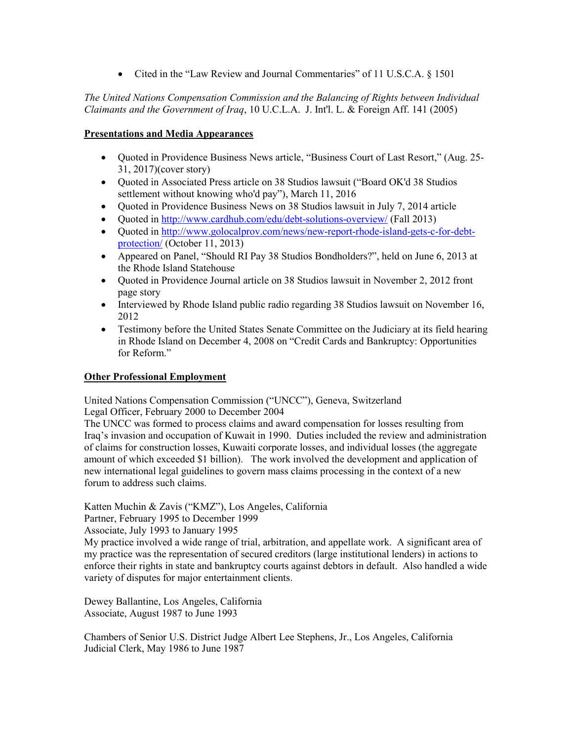- Cited in the "Law Review and Journal Commentaries" of 11 U.S.C.A. § 1501

*The United Nations Compensation Commission and the Balancing of Rights between Individual Claimants and the Government of Iraq*, 10 U.C.L.A. J. Int'l. L. & Foreign Aff. 141 (2005)

## Presentations and Media Appearances

- Quoted in Providence Business News article, "Business Court of Last Resort," (Aug. 25-31, 2017)(cover story)
- Quoted in Associated Press article on 38 Studios lawsuit ("Board OK'd 38 Studios settlement without knowing who'd pay"), March 11, 2016
- Quoted in Providence Business News on 38 Studios lawsuit in July 7, 2014 article
- Quoted in http://www.cardhub.com/edu/debt-solutions-overview/ (Fall 2013)
- Quoted in http://www.golocalprov.com/news/new-report-rhode-island-gets-c-for-debt-protection/ (October 11, 2013)
- Appeared on Panel, "Should RI Pay 38 Studios Bondholders?", held on June 6, 2013 at the Rhode Island Statehouse
- Quoted in Providence Journal article on 38 Studios lawsuit in November 2, 2012 front page story
- Interviewed by Rhode Island public radio regarding 38 Studios lawsuit on November 16, 2012
- Testimony before the United States Senate Committee on the Judiciary at its field hearing in Rhode Island on December 4, 2008 on "Credit Cards and Bankruptcy: Opportunities for Reform."

## Other Professional Employment

United Nations Compensation Commission ("UNCC"), Geneva, Switzerland
Legal Officer, February 2000 to December 2004
The UNCC was formed to process claims and award compensation for losses resulting from Iraq's invasion and occupation of Kuwait in 1990. Duties included the review and administration of claims for construction losses, Kuwaiti corporate losses, and individual losses (the aggregate amount of which exceeded $1 billion). The work involved the development and application of new international legal guidelines to govern mass claims processing in the context of a new forum to address such claims.

Katten Muchin & Zavis ("KMZ"), Los Angeles, California
Partner, February 1995 to December 1999
Associate, July 1993 to January 1995
My practice involved a wide range of trial, arbitration, and appellate work. A significant area of my practice was the representation of secured creditors (large institutional lenders) in actions to enforce their rights in state and bankruptcy courts against debtors in default. Also handled a wide variety of disputes for major entertainment clients.

Dewey Ballantine, Los Angeles, California
Associate, August 1987 to June 1993

Chambers of Senior U.S. District Judge Albert Lee Stephens, Jr., Los Angeles, California
Judicial Clerk, May 1986 to June 1987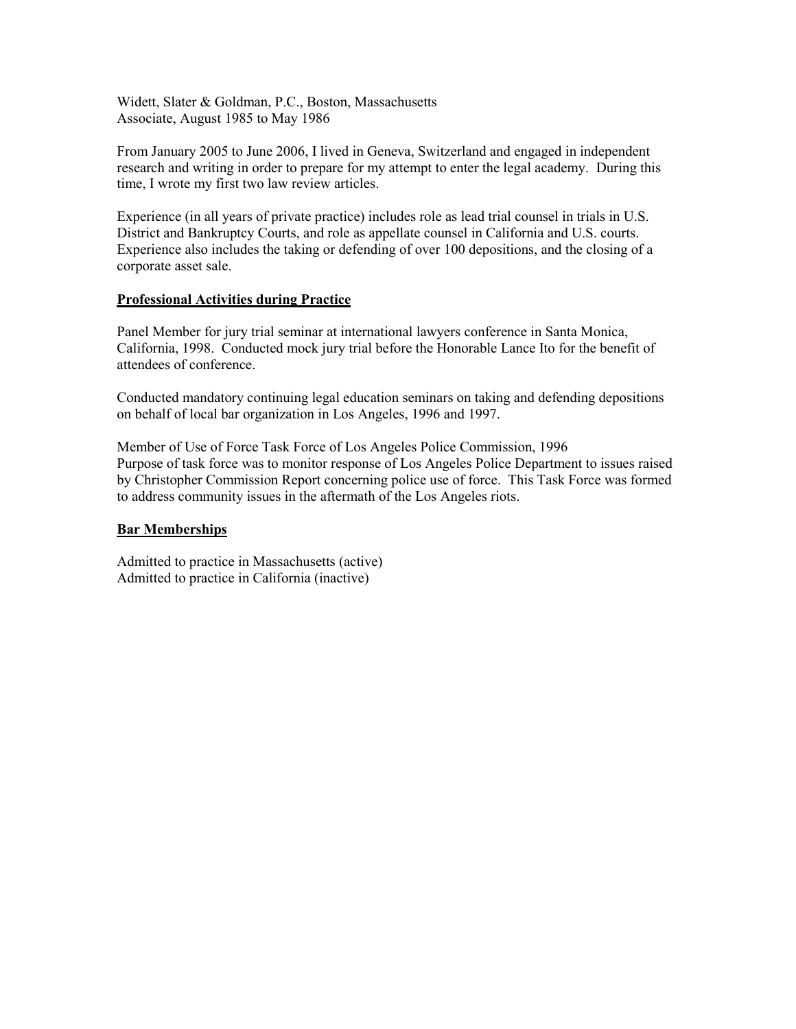Widett, Slater & Goldman, P.C., Boston, Massachusetts
Associate, August 1985 to May 1986

From January 2005 to June 2006, I lived in Geneva, Switzerland and engaged in independent research and writing in order to prepare for my attempt to enter the legal academy. During this time, I wrote my first two law review articles.

Experience (in all years of private practice) includes role as lead trial counsel in trials in U.S. District and Bankruptcy Courts, and role as appellate counsel in California and U.S. courts. Experience also includes the taking or defending of over 100 depositions, and the closing of a corporate asset sale.

**Professional Activities during Practice**

Panel Member for jury trial seminar at international lawyers conference in Santa Monica, California, 1998. Conducted mock jury trial before the Honorable Lance Ito for the benefit of attendees of conference.

Conducted mandatory continuing legal education seminars on taking and defending depositions on behalf of local bar organization in Los Angeles, 1996 and 1997.

Member of Use of Force Task Force of Los Angeles Police Commission, 1996
Purpose of task force was to monitor response of Los Angeles Police Department to issues raised by Christopher Commission Report concerning police use of force. This Task Force was formed to address community issues in the aftermath of the Los Angeles riots.

**Bar Memberships**

Admitted to practice in Massachusetts (active)
Admitted to practice in California (inactive)